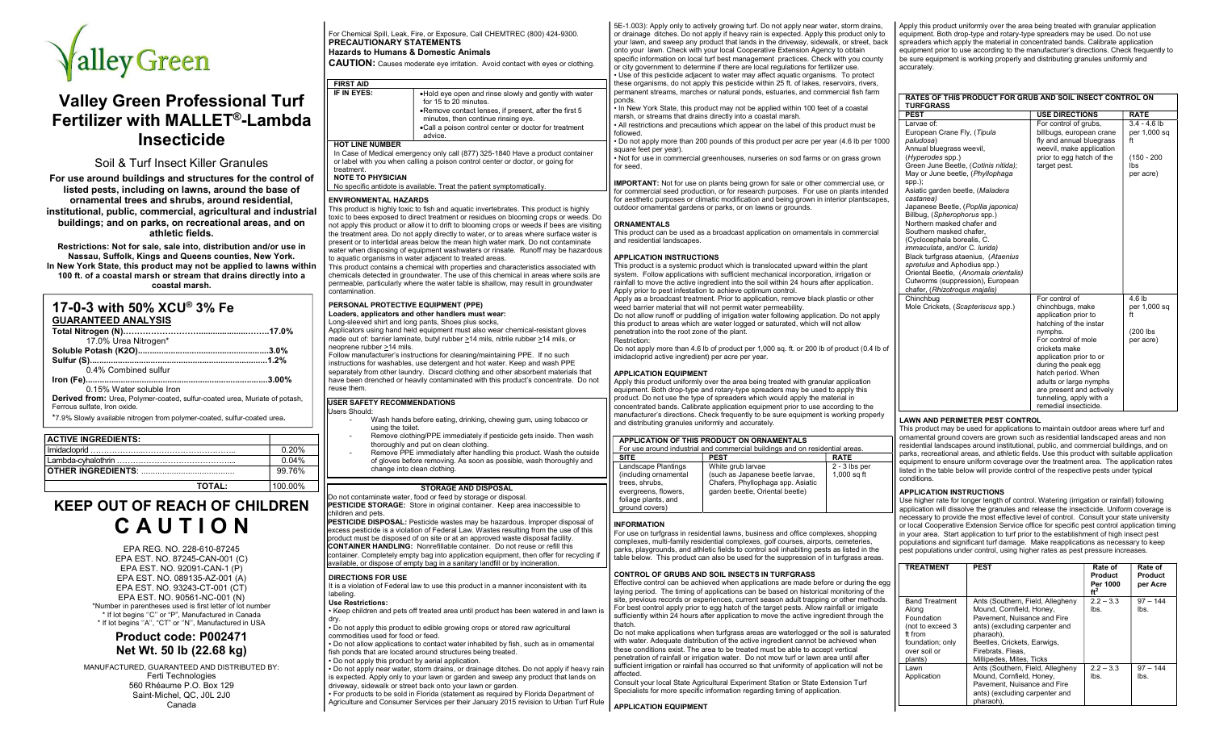# Valley Green

# Valley Green Professional Turf Fertilizer with MALLET®-Lambda Insecticide

## Soil & Turf Insect Killer Granules

**For use around buildings and structures for the control of listed pests, including on lawns, around the base of ornamental trees and shrubs, around residential, institutional, public, commercial, agricultural and industrial buildings; and on parks, on recreational areas, and on athletic fields.**

**Restrictions: Not for sale, sale into, distribution and/or use in Nassau, Suffolk, Kings and Queens counties, New York. In New York State, this product may not be applied to lawns within 100 ft. of a coastal marsh or stream that drains directly into a coastal marsh.**

## 17-0-3 with 50% XCU® 3% Fe

**GUARANTEED ANALYSIS**

**Total Nitrogen (N)……………………............................…….17.0%**
17.0% Urea Nitrogen*
**Soluble Potash (K2O)........................................................3.0%**
**Sulfur (S)...........................................................................1.2%**
0.4% Combined sulfur
**Iron (Fe)...........................................................................3.00%**
0.15% Water soluble Iron
**Derived from:** Urea, Polymer-coated, sulfur-coated urea, Muriate of potash, Ferrous sulfate, Iron oxide.

*7.9% Slowly available nitrogen from polymer-coated, sulfur-coated urea.

| ACTIVE INGREDIENTS: | |
|---|---|
| Imidacloprid ………………………………………………... | 0.20% |
| Lambda-cyhalothrin ………………………………………... | 0.04% |
| **OTHER INGREDIENTS**: ........................................ | 99.76% |
| **TOTAL:** | 100.00% |

## KEEP OUT OF REACH OF CHILDREN

# CAUTION

EPA REG. NO. 228-610-87245
EPA EST. NO. 87245-CAN-001 (C)
EPA EST. NO. 92091-CAN-1 (P)
EPA EST. NO. 089135-AZ-001 (A)
EPA EST. NO. 93243-CT-001 (CT)
EPA EST. NO. 90561-NC-001 (N)
*Number in parentheses used is first letter of lot number
* If lot begins "C" or "P", Manufactured in Canada
* If lot begins "A", "CT" or "N", Manufactured in USA

### Product code: P002471
### Net Wt. 50 lb (22.68 kg)

MANUFACTURED, GUARANTEED AND DISTRIBUTED BY:
Ferti Technologies
560 Rhéaume P.O. Box 129
Saint-Michel, QC, J0L 2J0
Canada

For Chemical Spill, Leak, Fire, or Exposure, Call CHEMTREC (800) 424-9300.

## PRECAUTIONARY STATEMENTS

**Hazards to Humans & Domestic Animals**

**CAUTION:** Causes moderate eye irritation. Avoid contact with eyes or clothing.

| FIRST AID | |
|---|---|
| **IF IN EYES:** | •Hold eye open and rinse slowly and gently with water for 15 to 20 minutes. •Remove contact lenses, if present, after the first 5 minutes, then continue rinsing eye. •Call a poison control center or doctor for treatment advice. |

**HOT LINE NUMBER**
In Case of Medical emergency only call (877) 325-1840 Have a product container or label with you when calling a poison control center or doctor, or going for treatment.

**NOTE TO PHYSICIAN**
No specific antidote is available. Treat the patient symptomatically.

**ENVIRONMENTAL HAZARDS**

This product is highly toxic to fish and aquatic invertebrates. This product is highly toxic to bees exposed to direct treatment or residues on blooming crops or weeds. Do not apply this product or allow it to drift to blooming crops or weeds if bees are visiting the treatment area. Do not apply directly to water, or to areas where surface water is present or to intertidal areas below the mean high water mark. Do not contaminate water when disposing of equipment washwaters or rinsate. Runoff may be hazardous to aquatic organisms in water adjacent to treated areas.

This product contains a chemical with properties and characteristics associated with chemicals detected in groundwater. The use of this chemical in areas where soils are permeable, particularly where the water table is shallow, may result in groundwater contamination.

**PERSONAL PROTECTIVE EQUIPMENT (PPE)**

**Loaders, applicators and other handlers must wear:**
Long-sleeved shirt and long pants, Shoes plus socks,
Applicators using hand held equipment must also wear chemical-resistant gloves made out of: barrier laminate, butyl rubber ≥14 mils, nitrile rubber ≥14 mils, or neoprene rubber ≥14 mils.

Follow manufacturer's instructions for cleaning/maintaining PPE. If no such instructions for washables, use detergent and hot water. Keep and wash PPE separately from other laundry. Discard clothing and other absorbent materials that have been drenched or heavily contaminated with this product's concentrate. Do not reuse them.

**USER SAFETY RECOMMENDATIONS**

Users Should:

- Wash hands before eating, drinking, chewing gum, using tobacco or using the toilet.
- Remove clothing/PPE immediately if pesticide gets inside. Then wash thoroughly and put on clean clothing.
- Remove PPE immediately after handling this product. Wash the outside of gloves before removing. As soon as possible, wash thoroughly and change into clean clothing.

**STORAGE AND DISPOSAL**

Do not contaminate water, food or feed by storage or disposal.

**PESTICIDE STORAGE:** Store in original container. Keep area inaccessible to children and pets.

**PESTICIDE DISPOSAL:** Pesticide wastes may be hazardous. Improper disposal of excess pesticide is a violation of Federal Law. Wastes resulting from the use of this product must be disposed of on site or at an approved waste disposal facility.

**CONTAINER HANDLING:** Nonrefillable container. Do not reuse or refill this container. Completely empty bag into application equipment, then offer for recycling if available, or dispose of empty bag in a sanitary landfill or by incineration.

**DIRECTIONS FOR USE**

It is a violation of Federal law to use this product in a manner inconsistent with its labeling.

**Use Restrictions:**

• Keep children and pets off treated area until product has been watered in and lawn is dry.
• Do not apply this product to edible growing crops or stored raw agricultural commodities used for food or feed.
• Do not allow applications to contact water inhabited by fish, such as in ornamental fish ponds that are located around structures being treated.
• Do not apply this product by aerial application.
• Do not apply near water, storm drains, or drainage ditches. Do not apply if heavy rain is expected. Apply only to your lawn or garden and sweep any product that lands on driveway, sidewalk or street back onto your lawn or garden.
• For products to be sold in Florida (statement as required by Florida Department of Agriculture and Consumer Services per their January 2015 revision to Urban Turf Rule 5E-1.003): Apply only to actively growing turf. Do not apply near water, storm drains, or drainage ditches. Do not apply if heavy rain is expected. Apply this product only to your lawn, and sweep any product that lands in the driveway, sidewalk, or street, back onto your lawn. Check with your local Cooperative Extension Agency to obtain specific information on local turf best management practices. Check with you county or city government to determine if there are local regulations for fertilizer use.
• Use of this pesticide adjacent to water may affect aquatic organisms. To protect these organisms, do not apply this pesticide within 25 ft. of lakes, reservoirs, rivers, permanent streams, marshes or natural ponds, estuaries, and commercial fish farm ponds.
• In New York State, this product may not be applied within 100 feet of a coastal marsh, or streams that drains directly into a coastal marsh.
• All restrictions and precautions which appear on the label of this product must be followed.
• Do not apply more than 200 pounds of this product per acre per year (4.6 lb per 1000 square feet per year).
• Not for use in commercial greenhouses, nurseries on sod farms or on grass grown for seed.

**IMPORTANT:** Not for use on plants being grown for sale or other commercial use, or for commercial seed production, or for research purposes. For use on plants intended for aesthetic purposes or climatic modification and being grown in interior plantscapes, outdoor ornamental gardens or parks, or on lawns or grounds.

**ORNAMENTALS**

This product can be used as a broadcast application on ornamentals in commercial and residential landscapes.

**APPLICATION INSTRUCTIONS**

This product is a systemic product which is translocated upward within the plant system. Follow applications with sufficient mechanical incorporation, irrigation or rainfall to move the active ingredient into the soil within 24 hours after application. Apply prior to pest infestation to achieve optimum control.

Apply as a broadcast treatment. Prior to application, remove black plastic or other weed barrier material that will not permit water permeability.

Do not allow runoff or puddling of irrigation water following application. Do not apply this product to areas which are water logged or saturated, which will not allow penetration into the root zone of the plant.

Restriction:
Do not apply more than 4.6 lb of product per 1,000 sq. ft. or 200 lb of product (0.4 lb of imidacloprid active ingredient) per acre per year.

**APPLICATION EQUIPMENT**

Apply this product uniformly over the area being treated with granular application equipment. Both drop-type and rotary-type spreaders may be used to apply this product. Do not use the type of spreaders which would apply the material in concentrated bands. Calibrate application equipment prior to use according to the manufacturer's directions. Check frequently to be sure equipment is working properly and distributing granules uniformly and accurately.

**APPLICATION OF THIS PRODUCT ON ORNAMENTALS**
For use around industrial and commercial buildings and on residential areas.

| SITE | PEST | RATE |
|---|---|---|
| Landscape Plantings (including ornamental trees, shrubs, evergreens, flowers, foliage plants, and ground covers) | White grub larvae (such as Japanese beetle larvae, Chafers, Phyllophaga spp. Asiatic garden beetle, Oriental beetle) | 2 - 3 lbs per 1,000 sq ft |

**INFORMATION**

For use on turfgrass in residential lawns, business and office complexes, shopping complexes, multi-family residential complexes, golf courses, airports, cemeteries, parks, playgrounds, and athletic fields to control soil inhabiting pests as listed in the table below. This product can also be used for the suppression of in turfgrass areas.

**CONTROL OF GRUBS AND SOIL INSECTS IN TURFGRASS**

Effective control can be achieved when applications are made before or during the egg laying period. The timing of applications can be based on historical monitoring of the site, previous records or experiences, current season adult trapping or other methods. For best control apply prior to egg hatch of the target pests. Allow rainfall or irrigate sufficiently within 24 hours after application to move the active ingredient through the thatch.

Do not make applications when turfgrass areas are waterlogged or the soil is saturated with water. Adequate distribution of the active ingredient cannot be achieved when these conditions exist. The area to be treated must be able to accept vertical penetration of rainfall or irrigation water. Do not mow turf or lawn area until after sufficient irrigation or rainfall has occurred so that uniformity of application will not be affected.

Consult your local State Agricultural Experiment Station or State Extension Turf Specialists for more specific information regarding timing of application.

**APPLICATION EQUIPMENT**

Apply this product uniformly over the area being treated with granular application equipment. Both drop-type and rotary-type spreaders may be used. Do not use spreaders which apply the material in concentrated bands. Calibrate application equipment prior to use according to the manufacturer's directions. Check frequently to be sure equipment is working properly and distributing granules uniformly and accurately.

**RATES OF THIS PRODUCT FOR GRUB AND SOIL INSECT CONTROL ON TURFGRASS**

| PEST | USE DIRECTIONS | RATE |
|---|---|---|
| Larvae of: European Crane Fly, (*Tipula paludosa*) Annual bluegrass weevil, (*Hyperodes* spp.) Green June Beetle, (*Cotinis nitida);* May or June beetle, (*Phyllophaga* spp.); Asiatic garden beetle, (*Maladera castanea*) Japanese Beetle, (*Popllia japonica*) Billbug, (*Spherophorus* spp.) Northern masked chafer and Southern masked chafer, (*Cyclocephala borealis, C. immaculata*, and/or *C. lurida*) Black turfgrass ataenius, (*Ataenius spretulus* and Aphodius spp.) Oriental Beetle, (*Anomala orientalis*) Cutworms (suppression), European chafer, (*Rhizotrogus majalis*) | For control of grubs, billbugs, european crane fly and annual bluegrass weevil, make application prior to egg hatch of the target pest. | 3.4 - 4.6 lb per 1,000 sq ft (150 - 200 lbs per acre) |
| Chinchbug Mole Crickets, (*Scapteriscus* spp.) | For control of chinchbugs, make application prior to hatching of the instar nymphs. For control of mole crickets make application prior to or during the peak egg hatch period. When adults or large nymphs are present and actively tunneling, apply with a remedial insecticide. | 4.6 lb per 1,000 sq ft (200 lbs per acre) |

**LAWN AND PERIMETER PEST CONTROL**

This product may be used for applications to maintain outdoor areas where turf and ornamental ground covers are grown such as residential landscaped areas and non residential landscapes around institutional, public, and commercial buildings, and on parks, recreational areas, and athletic fields. Use this product with suitable application equipment to ensure uniform coverage over the treatment area. The application rates listed in the table below will provide control of the respective pests under typical conditions.

**APPLICATION INSTRUCTIONS**

Use higher rate for longer length of control. Watering (irrigation or rainfall) following application will dissolve the granules and release the insecticide. Uniform coverage is necessary to provide the most effective level of control. Consult your state university or local Cooperative Extension Service office for specific pest control application timing in your area. Start application to turf prior to the establishment of high insect pest populations and significant turf damage. Make reapplications as necessary to keep pest populations under control, using higher rates as pest pressure increases.

| TREATMENT | PEST | Rate of Product Per 1000 ft² | Rate of Product per Acre |
|---|---|---|---|
| Band Treatment Along Foundation (not to exceed 3 ft from foundation; only over soil or plants) | Ants (Southern, Field, Allegheny Mound, Cornfield, Honey, Pavement, Nuisance and Fire ants) (excluding carpenter and pharaoh), Beetles, Crickets, Earwigs, Firebrats, Fleas, Millipedes, Mites, Ticks | 2.2 – 3.3 lbs. | 97 – 144 lbs. |
| Lawn Application | Ants (Southern, Field, Allegheny Mound, Cornfield, Honey, Pavement, Nuisance and Fire ants) (excluding carpenter and pharaoh), | 2.2 – 3.3 lbs. | 97 – 144 lbs. |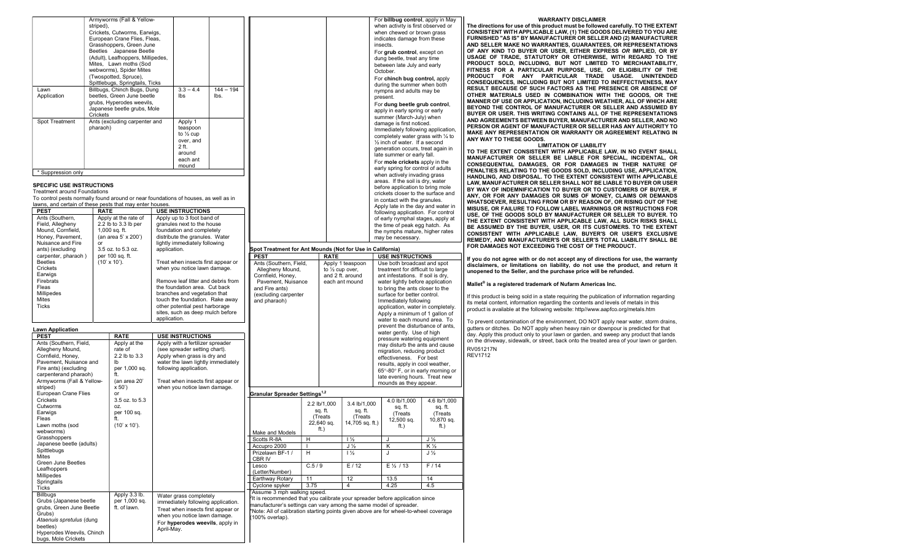| | | | |
|---|---|---|---|
| | Armyworms (Fall & Yellow-striped), Crickets, Cutworms, Earwigs, European Crane Flies, Fleas, Grasshoppers, Green June Beetles Japanese Beetle (Adult), Leafhoppers, Millipedes, Mites, Lawn moths (Sod webworms), Spider Mites (Twospotted, Spruce), Spittlebugs, Springtails, Ticks | | |
| Lawn Application | Billbugs, Chinch Bugs, Dung beetles, Green June beetle grubs, Hyperodes weevils, Japanese beetle grubs, Mole Crickets | 3.3 – 4.4 lbs | 144 – 194 lbs. |
| Spot Treatment | Ants (excluding carpenter and pharaoh) | Apply 1 teaspoon to ½ cup over, and 2 ft. around each ant mound | |

* Suppression only

## SPECIFIC USE INSTRUCTIONS

Treatment around Foundations

To control pests normally found around or near foundations of houses, as well as in lawns, and certain of these pests that may enter houses.

| PEST | RATE | USE INSTRUCTIONS |
|---|---|---|
| Ants (Southern, Field, Allegheny Mound, Cornfield, Honey, Pavement, Nuisance and Fire ants) (excluding carpenter, pharaoh ) Beetles Crickets Earwigs Firebrats Fleas Millipedes Mites Ticks | Apply at the rate of 2.2 lb to 3.3 lb per 1,000 sq. ft. (an area 5' x 200') or 3.5 oz. to 5.3 oz. per 100 sq. ft. (10' x 10'). | Apply up to 3 foot band of granules next to the house foundation and completely distribute the granules. Water lightly immediately following application. Treat when insects first appear or when you notice lawn damage. Remove leaf litter and debris from the foundation area. Cut back branches and vegetation that touch the foundation. Rake away other potential pest harborage sites, such as deep mulch before application. |

**Lawn Application**

| PEST | RATE | USE INSTRUCTIONS |
|---|---|---|
| Ants (Southern, Field, Allegheny Mound, Cornfield, Honey, Pavement, Nuisance and Fire ants) (excluding carpenterand pharaoh) Armyworms (Fall & Yellow-striped) European Crane Flies Crickets Cutworms Earwigs Fleas Lawn moths (sod webworms) Grasshoppers Japanese beetle (adults) Spittlebugs Mites Green June Beetles Leafhoppers Millipedes Springtails Ticks | Apply at the rate of 2.2 lb to 3.3 lb per 1,000 sq. ft. (an area 20' x 50') or 3.5 oz. to 5.3 oz. per 100 sq. ft. (10' x 10'). | Apply with a fertilizer spreader (see spreader setting chart). Apply when grass is dry and water the lawn lightly immediately following application. Treat when insects first appear or when you notice lawn damage. |
| Billbugs Grubs (Japanese beetle grubs, Green June Beetle Grubs) *Ataenius spretulus* (dung beetles) Hyperodes Weevils, Chinch bugs, Mole Crickets | Apply 3.3 lb. per 1,000 sq. ft. of lawn. | Water grass completely immediately following application. Treat when insects first appear or when you notice lawn damage. For **hyperodes weevils**, apply in April-May. For **billbug control**, apply in May when activity is first observed or when chewed or brown grass indicates damage from these insects. For **grub control**, except on dung beetle, treat any time between late July and early October. For **chinch bug control,** apply during the summer when both nympns and adults may be present. For **dung beetle grub control**, apply in early spring or early summer (March-July) when damage is first noticed. Immediately following application, completely water grass with ¼ to ½ inch of water. If a second generation occurs, treat again in late summer or early fall. For **mole crickets** apply in the early spring for control of adults when actively invading grass areas. If the soil is dry, water before application to bring mole crickets closer to the surface and in contact with the granules. Apply late in the day and water in following application. For control of early nymphal stages, apply at the time of peak egg hatch. As the nymphs mature, higher rates may be necessary. |

**Spot Treatment for Ant Mounds (Not for Use in California)**

| PEST | RATE | USE INSTRUCTIONS |
|---|---|---|
| Ants (Southern, Field, Allegheny Mound, Cornfield, Honey, Pavement, Nuisance and Fire ants) (excluding carpenter and pharaoh) | Apply 1 teaspoon to ½ cup over, and 2 ft. around each ant mound | Use both broadcast and spot treatment for difficult to large ant infestations. If soil is dry, water lightly before application to bring the ants closer to the surface for better control. Immediately following application, water in completely. Apply a minimum of 1 gallon of water to each mound area. To prevent the disturbance of ants, water gently. Use of high pressure watering equipment may disturb the ants and cause migration, reducing product effectiveness. For best results, apply in cool weather, 65°-80° F, or in early morning or late evening hours. Treat new mounds as they appear. |

**Granular Spreader Settings[1,2]**

| Make and Models | 2.2 lb/1,000 sq. ft. (Treats 22,640 sq. ft.) | 3.4 lb/1,000 sq. ft. (Treats 14,705 sq. ft.) | 4.0 lb/1,000 sq. ft. (Treats 12,500 sq. ft.) | 4.6 lb/1,000 sq. ft. (Treats 10,870 sq. ft.) |
|---|---|---|---|---|
| Scotts R-8A | H | I ½ | J | J ½ |
| Accupro 2000 | I | J ½ | K | K ½ |
| Prizelawn BF-1 / CBR IV | H | I ½ | J | J ½ |
| Lesco (Letter/Number) | C.5 / 9 | E / 12 | E ½ / 13 | F / 14 |
| Earthway Rotary | 11 | 12 | 13.5 | 14 |
| Cyclone spyker | 3.75 | 4 | 4.25 | 4.5 |

[1]Assume 3 mph walking speed.
[2]It is recommended that you calibrate your spreader before application since manufacturer's settings can vary among the same model of spreader.
*Note: All of calibration starting points given above are for wheel-to-wheel coverage (100% overlap).

## WARRANTY DISCLAIMER

**The directions for use of this product must be followed carefully. TO THE EXTENT CONSISTENT WITH APPLICABLE LAW, (1) THE GOODS DELIVERED TO YOU ARE FURNISHED "AS IS" BY MANUFACTURER OR SELLER AND (2) MANUFACTURER AND SELLER MAKE NO WARRANTIES, GUARANTEES, OR REPRESENTATIONS OF ANY KIND TO BUYER OR USER, EITHER EXPRESS *OR* IMPLIED, OR BY USAGE OF TRADE, STATUTORY OR OTHERWISE, WITH REGARD TO THE PRODUCT SOLD, INCLUDING, BUT NOT LIMITED TO MERCHANTABILITY, FITNESS FOR A PARTICULAR PURPOSE, USE, *OR* ELIGIBILITY OF THE PRODUCT FOR ANY PARTICULAR TRADE USAGE. UNINTENDED CONSEQUENCES, INCLUDING BUT NOT LIMITED TO INEFFECTIVENESS, MAY RESULT BECAUSE OF SUCH FACTORS AS THE PRESENCE OR ABSENCE OF OTHER MATERIALS USED IN COMBINATION WITH THE GOODS, OR THE MANNER OF USE OR APPLICATION, INCLUDING WEATHER, ALL OF WHICH ARE BEYOND THE CONTROL OF MANUFACTURER OR SELLER AND ASSUMED BY BUYER OR USER. THIS WRITING CONTAINS ALL OF THE REPRESENTATIONS AND AGREEMENTS BETWEEN BUYER, MANUFACTURER AND SELLER, AND NO PERSON OR AGENT OF MANUFACTURER OR SELLER HAS ANY AUTHORITY TO MAKE ANY REPRESENTATION OR WARRANTY OR AGREEMENT RELATING IN ANY WAY TO THESE GOODS.**

### LIMITATION OF LIABILITY

**TO THE EXTENT CONSISTENT WITH APPLICABLE LAW, IN NO EVENT SHALL MANUFACTURER OR SELLER BE LIABLE FOR SPECIAL, INCIDENTAL, OR CONSEQUENTIAL DAMAGES, OR FOR DAMAGES IN THEIR NATURE OF PENALTIES RELATING TO THE GOODS SOLD, INCLUDING USE, APPLICATION, HANDLING, AND DISPOSAL. TO THE EXTENT CONSISTENT WITH APPLICABLE LAW, MANUFACTURER OR SELLER SHALL NOT BE LIABLE TO BUYER OR USER BY WAY OF INDEMNIFICATION TO BUYER OR TO CUSTOMERS OF BUYER, IF ANY, OR FOR ANY DAMAGES OR SUMS OF MONEY, CLAIMS OR DEMANDS WHATSOEVER, RESULTING FROM OR BY REASON OF, OR RISING OUT OF THE MISUSE, OR FAILURE TO FOLLOW LABEL WARNINGS OR INSTRUCTIONS FOR USE, OF THE GOODS SOLD BY MANUFACTURER OR SELLER TO BUYER. TO THE EXTENT CONSISTENT WITH APPLICABLE LAW, ALL SUCH RISKS SHALL BE ASSUMED BY THE BUYER, USER, OR ITS CUSTOMERS. TO THE EXTENT CONSISTENT WITH APPLICABLE LAW, BUYER'S OR USER'S EXCLUSIVE REMEDY, AND MANUFACTURER'S OR SELLER'S TOTAL LIABILITY SHALL BE FOR DAMAGES NOT EXCEEDING THE COST OF THE PRODUCT.**

**If you do not agree with or do not accept any of directions for use, the warranty disclaimers, or limitations on liability, do not use the product, and return it unopened to the Seller, and the purchase price will be refunded.**

**Mallet® is a registered trademark of Nufarm Americas Inc.**

If this product is being sold in a state requiring the publication of information regarding its metal content, information regarding the contents and levels of metals in this product is available at the following website: http//www.aapfco.org/metals.htm

To prevent contamination of the environment, DO NOT apply near water, storm drains, gutters or ditches. Do NOT apply when heavy rain or downpour is predicted for that day. Apply this product only to your lawn or garden, and sweep any product that lands on the driveway, sidewalk, or street, back onto the treated area of your lawn or garden.

RV051217N
REV1712